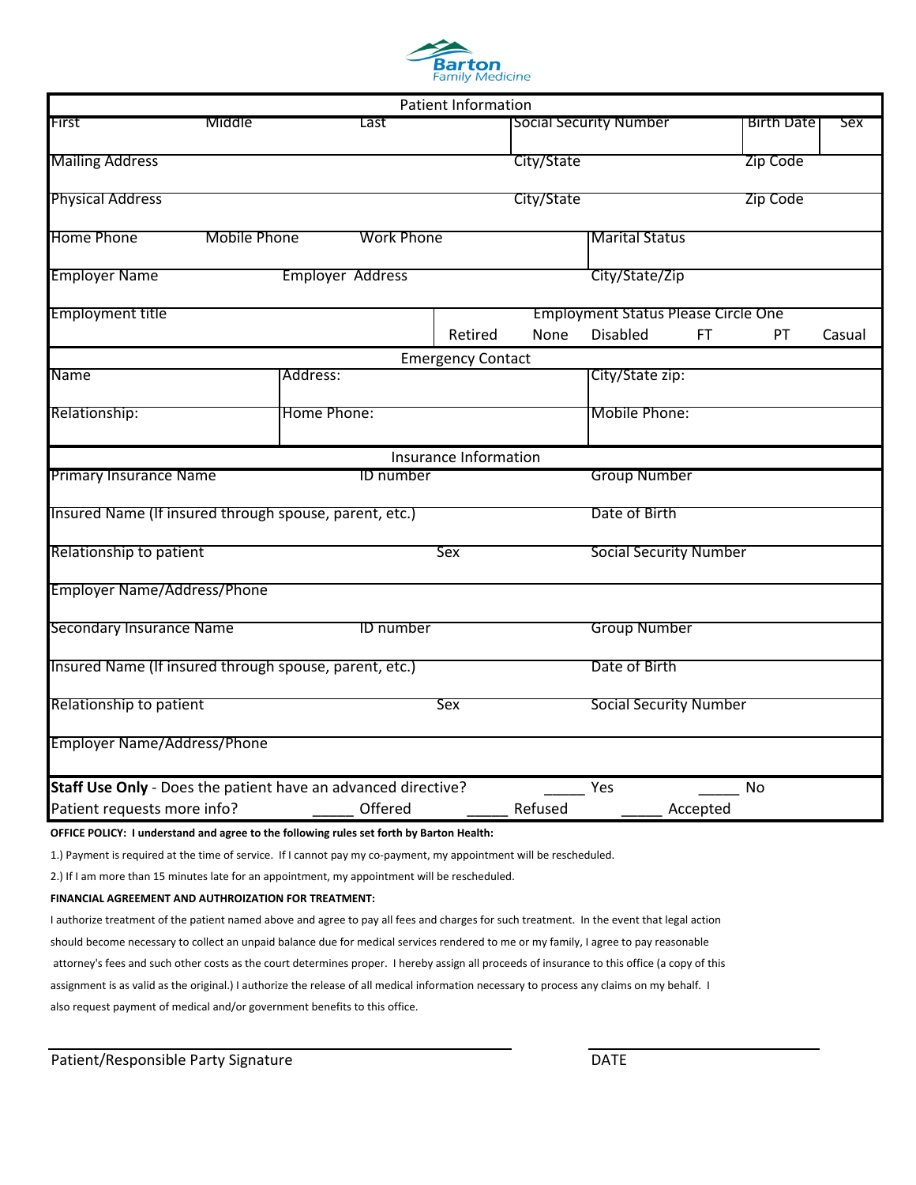**Barton**
*Family Medicine*

## Patient Information

| | | | | | |
|---|---|---|---|---|---|
| First | Middle | Last | Social Security Number | Birth Date | Sex |
| Mailing Address | | | City/State | Zip Code | |
| Physical Address | | | City/State | Zip Code | |
| Home Phone | Mobile Phone | Work Phone | Marital Status | | |
| Employer Name | Employer Address | | City/State/Zip | | |
| Employment title | | | Employment Status Please Circle One: Retired None Disabled FT PT Casual | | |

## Emergency Contact

| | | |
|---|---|---|
| Name | Address: | City/State zip: |
| Relationship: | Home Phone: | Mobile Phone: |

## Insurance Information

| | | | |
|---|---|---|---|
| Primary Insurance Name | ID number | | Group Number |
| Insured Name (If insured through spouse, parent, etc.) | | | Date of Birth |
| Relationship to patient | | Sex | Social Security Number |
| Employer Name/Address/Phone | | | |
| Secondary Insurance Name | ID number | | Group Number |
| Insured Name (If insured through spouse, parent, etc.) | | | Date of Birth |
| Relationship to patient | | Sex | Social Security Number |
| Employer Name/Address/Phone | | | |

**Staff Use Only** - Does the patient have an advanced directive? _____ Yes _____ No

Patient requests more info? _____ Offered _____ Refused _____ Accepted

**OFFICE POLICY: I understand and agree to the following rules set forth by Barton Health:**

1.) Payment is required at the time of service. If I cannot pay my co-payment, my appointment will be rescheduled.

2.) If I am more than 15 minutes late for an appointment, my appointment will be rescheduled.

**FINANCIAL AGREEMENT AND AUTHROIZATION FOR TREATMENT:**

I authorize treatment of the patient named above and agree to pay all fees and charges for such treatment. In the event that legal action should become necessary to collect an unpaid balance due for medical services rendered to me or my family, I agree to pay reasonable attorney's fees and such other costs as the court determines proper. I hereby assign all proceeds of insurance to this office (a copy of this assignment is as valid as the original.) I authorize the release of all medical information necessary to process any claims on my behalf. I also request payment of medical and/or government benefits to this office.

Patient/Responsible Party Signature ______________________________ DATE ______________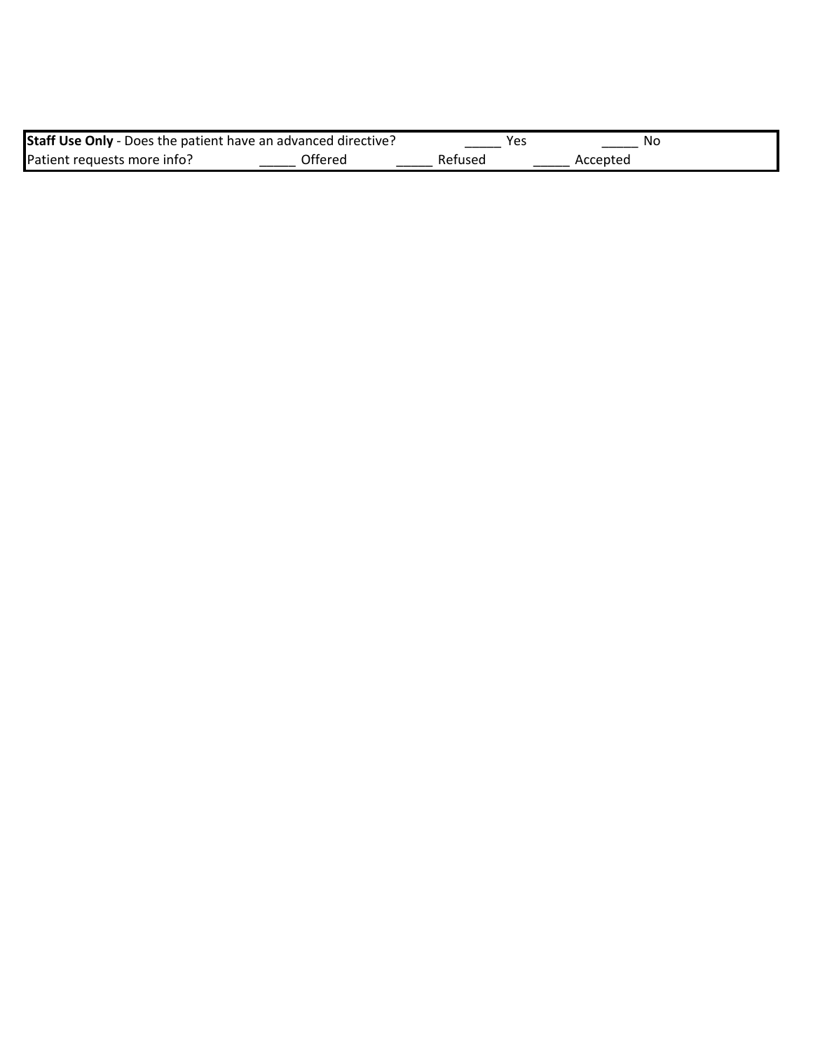**Staff Use Only** - Does the patient have an advanced directive? _____ Yes _____ No

Patient requests more info? _____ Offered _____ Refused _____ Accepted